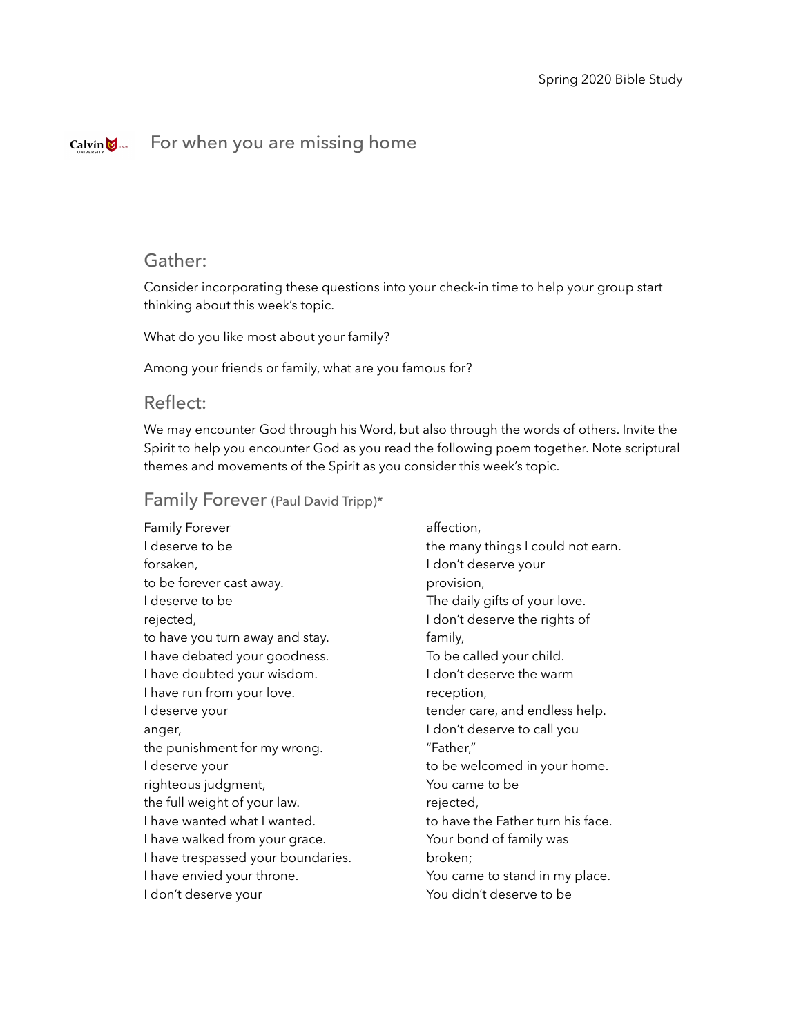# For when you are missing home

## Gather:

Consider incorporating these questions into your check-in time to help your group start thinking about this week's topic.

What do you like most about your family?

Among your friends or family, what are you famous for?

## Reflect:

We may encounter God through his Word, but also through the words of others. Invite the Spirit to help you encounter God as you read the following poem together. Note scriptural themes and movements of the Spirit as you consider this week's topic.

### Family Forever (Paul David Tripp)*

Family Forever  
I deserve to be  
forsaken,  
to be forever cast away.  
I deserve to be  
rejected,  
to have you turn away and stay.  
I have debated your goodness.  
I have doubted your wisdom.  
I have run from your love.  
I deserve your  
anger,  
the punishment for my wrong.  
I deserve your  
righteous judgment,  
the full weight of your law.  
I have wanted what I wanted.  
I have walked from your grace.  
I have trespassed your boundaries.  
I have envied your throne.  
I don't deserve your  
affection,  
the many things I could not earn.  
I don't deserve your  
provision,  
The daily gifts of your love.  
I don't deserve the rights of  
family,  
To be called your child.  
I don't deserve the warm  
reception,  
tender care, and endless help.  
I don't deserve to call you  
"Father,"  
to be welcomed in your home.  
You came to be  
rejected,  
to have the Father turn his face.  
Your bond of family was  
broken;  
You came to stand in my place.  
You didn't deserve to be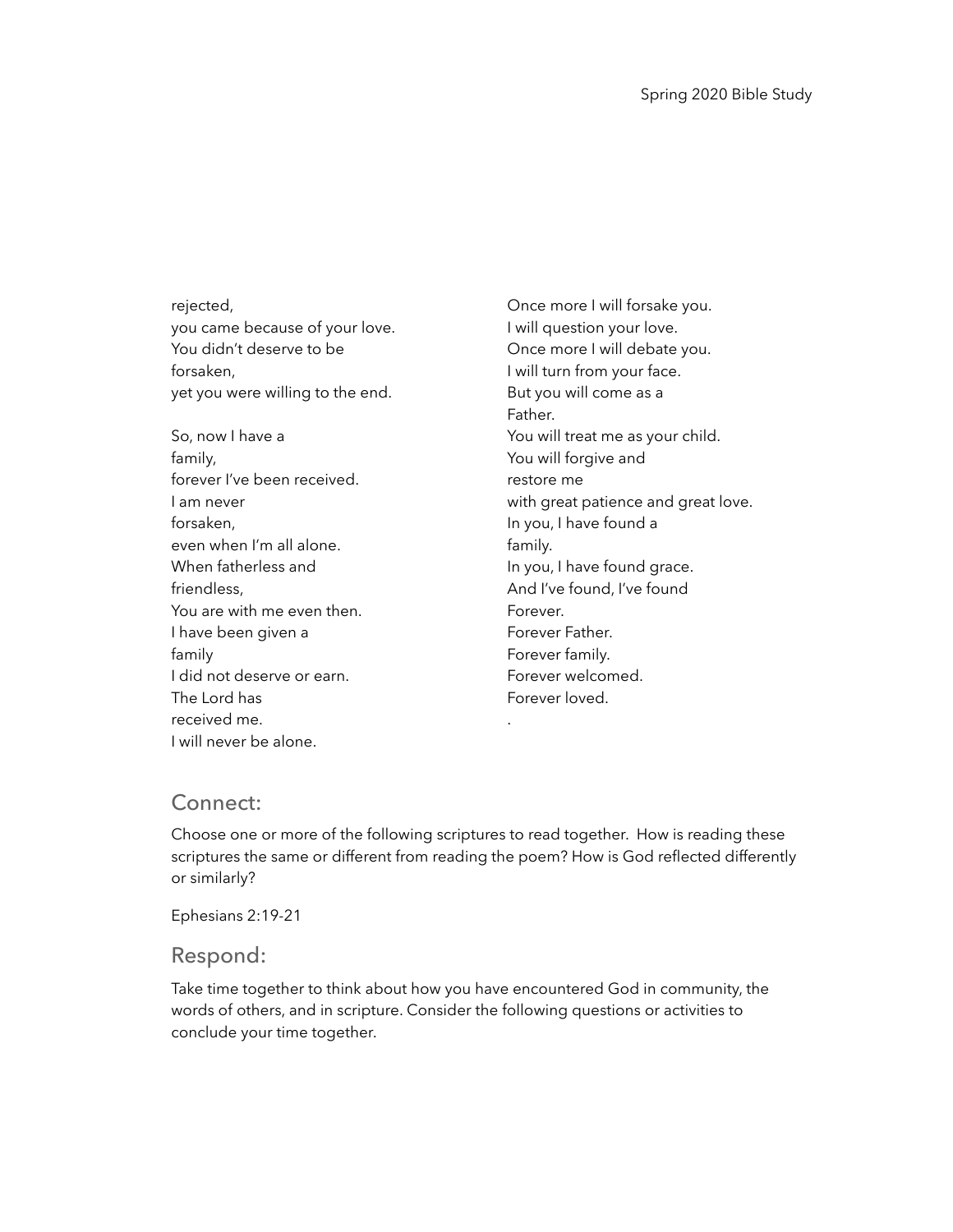rejected,
you came because of your love.
You didn't deserve to be
forsaken,
yet you were willing to the end.

So, now I have a
family,
forever I've been received.
I am never
forsaken,
even when I'm all alone.
When fatherless and
friendless,
You are with me even then.
I have been given a
family
I did not deserve or earn.
The Lord has
received me.
I will never be alone.

Once more I will forsake you.
I will question your love.
Once more I will debate you.
I will turn from your face.
But you will come as a
Father.
You will treat me as your child.
You will forgive and
restore me
with great patience and great love.
In you, I have found a
family.
In you, I have found grace.
And I've found, I've found
Forever.
Forever Father.
Forever family.
Forever welcomed.
Forever loved.
.

## Connect:

Choose one or more of the following scriptures to read together. How is reading these scriptures the same or different from reading the poem? How is God reflected differently or similarly?

Ephesians 2:19-21

## Respond:

Take time together to think about how you have encountered God in community, the words of others, and in scripture. Consider the following questions or activities to conclude your time together.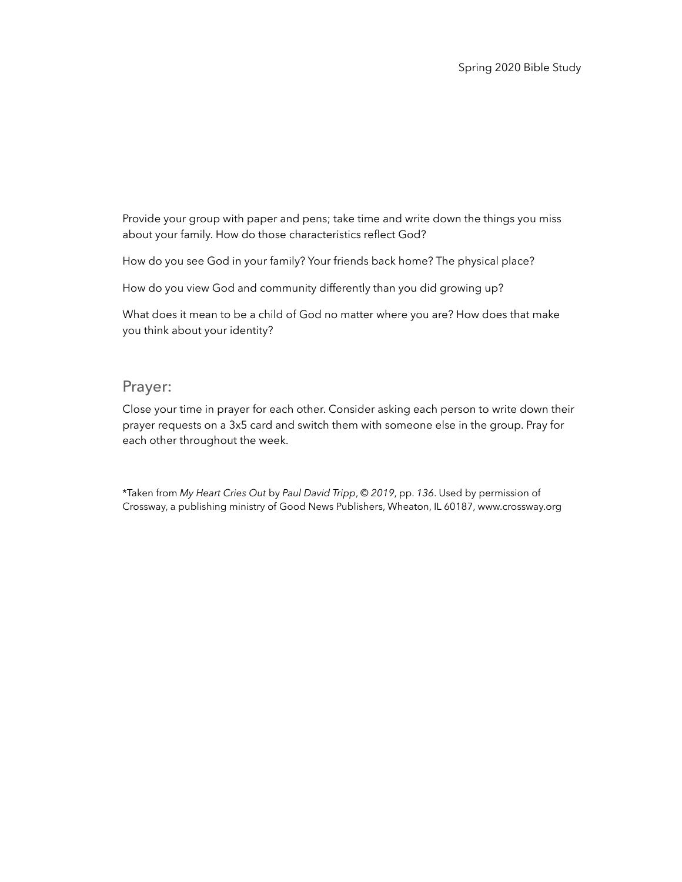Provide your group with paper and pens; take time and write down the things you miss about your family. How do those characteristics reflect God?

How do you see God in your family? Your friends back home? The physical place?

How do you view God and community differently than you did growing up?

What does it mean to be a child of God no matter where you are? How does that make you think about your identity?

## Prayer:

Close your time in prayer for each other. Consider asking each person to write down their prayer requests on a 3x5 card and switch them with someone else in the group. Pray for each other throughout the week.

*Taken from *My Heart Cries Out* by *Paul David Tripp*, *© 2019*, pp. *136*. Used by permission of Crossway, a publishing ministry of Good News Publishers, Wheaton, IL 60187, www.crossway.org